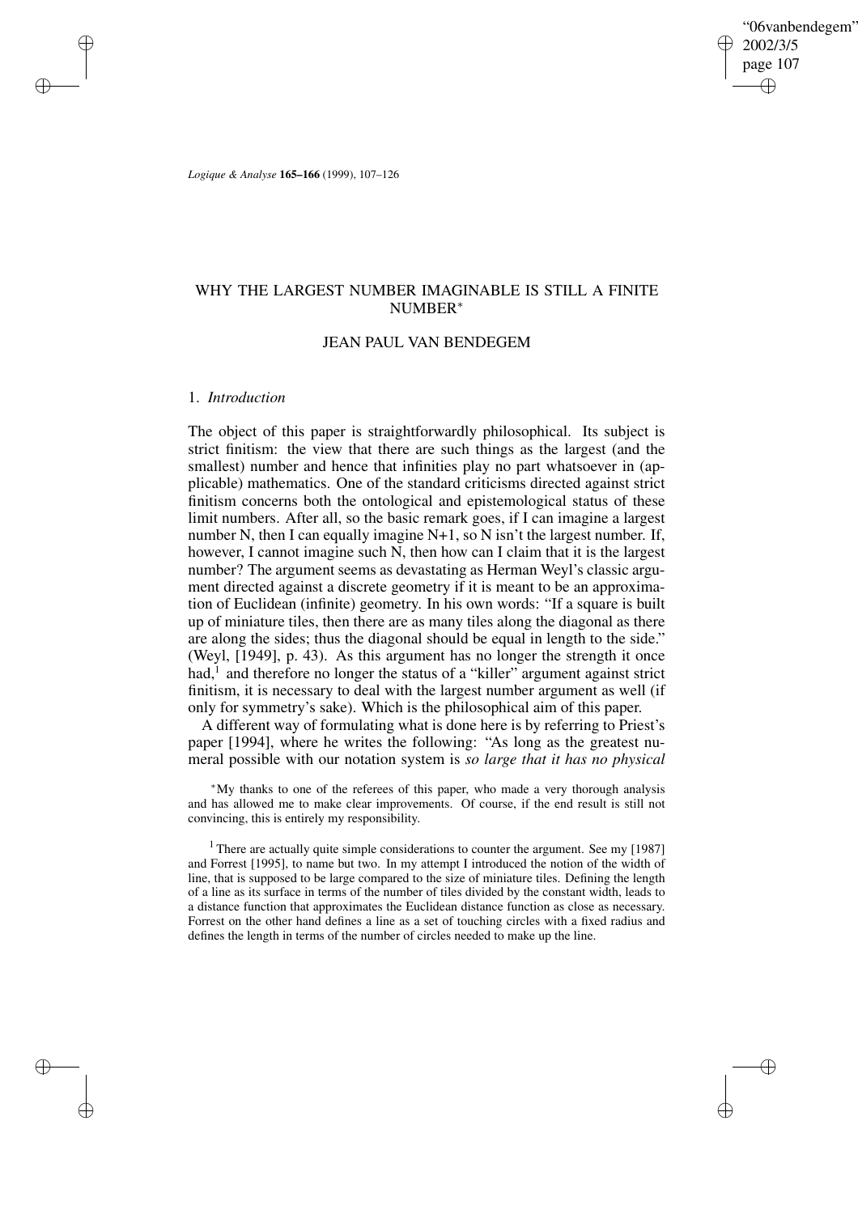# WHY THE LARGEST NUMBER IMAGINABLE IS STILL A FINITE NUMBER*

## JEAN PAUL VAN BENDEGEM

### 1. *Introduction*

The object of this paper is straightforwardly philosophical. Its subject is strict finitism: the view that there are such things as the largest (and the smallest) number and hence that infinities play no part whatsoever in (applicable) mathematics. One of the standard criticisms directed against strict finitism concerns both the ontological and epistemological status of these limit numbers. After all, so the basic remark goes, if I can imagine a largest number N, then I can equally imagine N+1, so N isn't the largest number. If, however, I cannot imagine such N, then how can I claim that it is the largest number? The argument seems as devastating as Herman Weyl's classic argument directed against a discrete geometry if it is meant to be an approximation of Euclidean (infinite) geometry. In his own words: "If a square is built up of miniature tiles, then there are as many tiles along the diagonal as there are along the sides; thus the diagonal should be equal in length to the side." (Weyl, [1949], p. 43). As this argument has no longer the strength it once had,[1] and therefore no longer the status of a "killer" argument against strict finitism, it is necessary to deal with the largest number argument as well (if only for symmetry's sake). Which is the philosophical aim of this paper.

A different way of formulating what is done here is by referring to Priest's paper [1994], where he writes the following: "As long as the greatest numeral possible with our notation system is *so large that it has no physical*

---

*My thanks to one of the referees of this paper, who made a very thorough analysis and has allowed me to make clear improvements. Of course, if the end result is still not convincing, this is entirely my responsibility.

[1] There are actually quite simple considerations to counter the argument. See my [1987] and Forrest [1995], to name but two. In my attempt I introduced the notion of the width of line, that is supposed to be large compared to the size of miniature tiles. Defining the length of a line as its surface in terms of the number of tiles divided by the constant width, leads to a distance function that approximates the Euclidean distance function as close as necessary. Forrest on the other hand defines a line as a set of touching circles with a fixed radius and defines the length in terms of the number of circles needed to make up the line.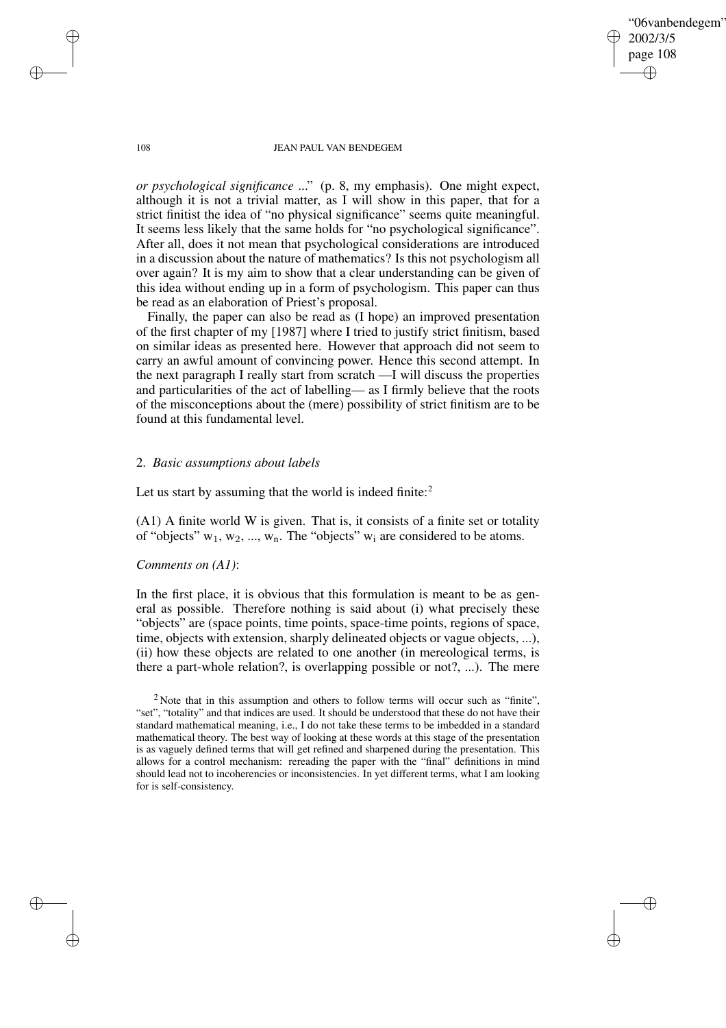*or psychological significance* ..." (p. 8, my emphasis). One might expect, although it is not a trivial matter, as I will show in this paper, that for a strict finitist the idea of "no physical significance" seems quite meaningful. It seems less likely that the same holds for "no psychological significance". After all, does it not mean that psychological considerations are introduced in a discussion about the nature of mathematics? Is this not psychologism all over again? It is my aim to show that a clear understanding can be given of this idea without ending up in a form of psychologism. This paper can thus be read as an elaboration of Priest's proposal.

Finally, the paper can also be read as (I hope) an improved presentation of the first chapter of my [1987] where I tried to justify strict finitism, based on similar ideas as presented here. However that approach did not seem to carry an awful amount of convincing power. Hence this second attempt. In the next paragraph I really start from scratch —I will discuss the properties and particularities of the act of labelling— as I firmly believe that the roots of the misconceptions about the (mere) possibility of strict finitism are to be found at this fundamental level.

## 2. *Basic assumptions about labels*

Let us start by assuming that the world is indeed finite:[2]

(A1) A finite world W is given. That is, it consists of a finite set or totality of "objects" $w_1$, $w_2$, ..., $w_n$. The "objects" $w_i$ are considered to be atoms.

*Comments on (A1)*:

In the first place, it is obvious that this formulation is meant to be as general as possible. Therefore nothing is said about (i) what precisely these "objects" are (space points, time points, space-time points, regions of space, time, objects with extension, sharply delineated objects or vague objects, ...), (ii) how these objects are related to one another (in mereological terms, is there a part-whole relation?, is overlapping possible or not?, ...). The mere

[2] Note that in this assumption and others to follow terms will occur such as "finite", "set", "totality" and that indices are used. It should be understood that these do not have their standard mathematical meaning, i.e., I do not take these terms to be imbedded in a standard mathematical theory. The best way of looking at these words at this stage of the presentation is as vaguely defined terms that will get refined and sharpened during the presentation. This allows for a control mechanism: rereading the paper with the "final" definitions in mind should lead not to incoherencies or inconsistencies. In yet different terms, what I am looking for is self-consistency.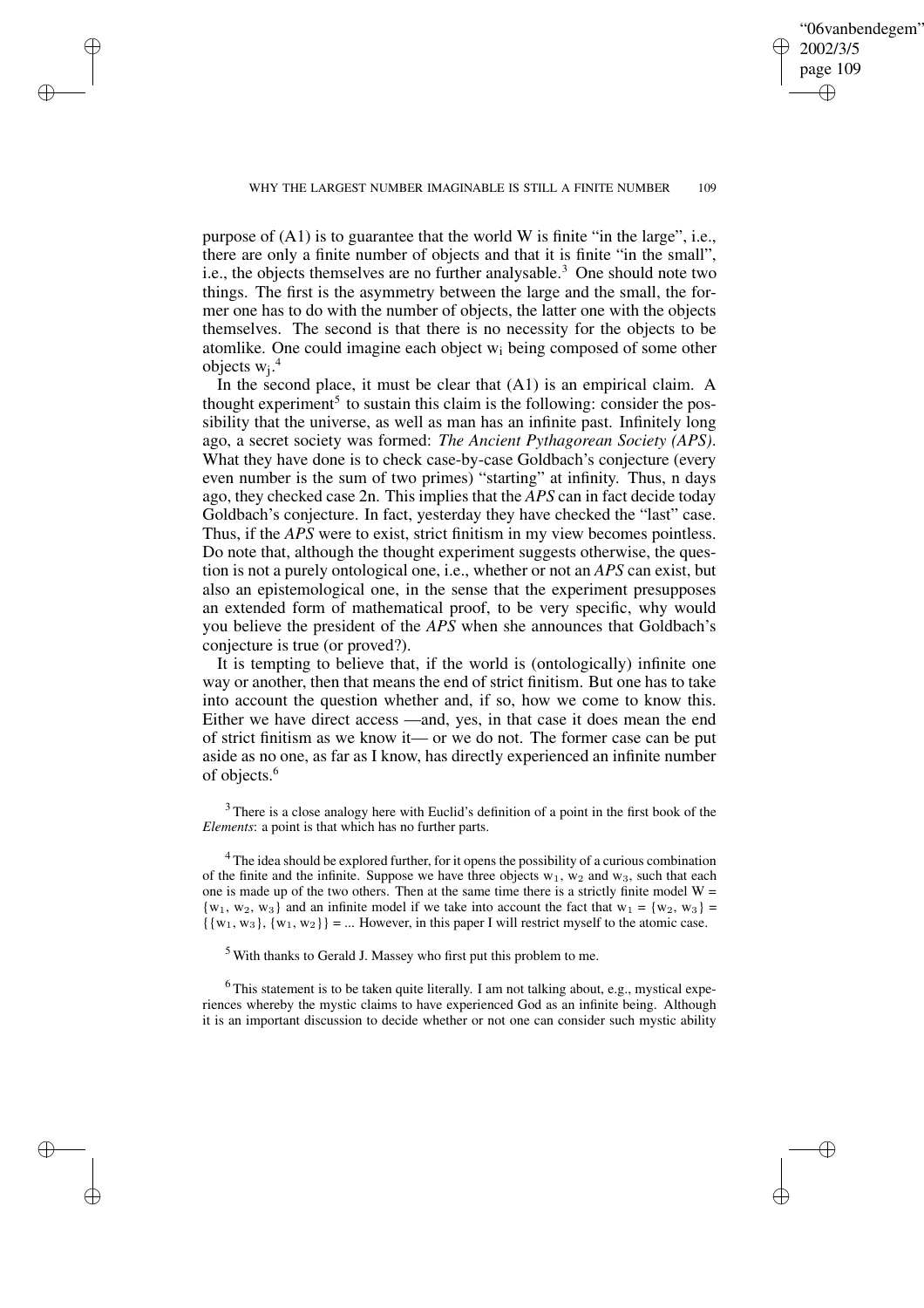purpose of (A1) is to guarantee that the world W is finite "in the large", i.e., there are only a finite number of objects and that it is finite "in the small", i.e., the objects themselves are no further analysable.[3] One should note two things. The first is the asymmetry between the large and the small, the former one has to do with the number of objects, the latter one with the objects themselves. The second is that there is no necessity for the objects to be atomlike. One could imagine each object $w_i$ being composed of some other objects $w_j$.[4]

In the second place, it must be clear that (A1) is an empirical claim. A thought experiment[5] to sustain this claim is the following: consider the possibility that the universe, as well as man has an infinite past. Infinitely long ago, a secret society was formed: *The Ancient Pythagorean Society (APS)*. What they have done is to check case-by-case Goldbach's conjecture (every even number is the sum of two primes) "starting" at infinity. Thus, n days ago, they checked case 2n. This implies that the *APS* can in fact decide today Goldbach's conjecture. In fact, yesterday they have checked the "last" case. Thus, if the *APS* were to exist, strict finitism in my view becomes pointless. Do note that, although the thought experiment suggests otherwise, the question is not a purely ontological one, i.e., whether or not an *APS* can exist, but also an epistemological one, in the sense that the experiment presupposes an extended form of mathematical proof, to be very specific, why would you believe the president of the *APS* when she announces that Goldbach's conjecture is true (or proved?).

It is tempting to believe that, if the world is (ontologically) infinite one way or another, then that means the end of strict finitism. But one has to take into account the question whether and, if so, how we come to know this. Either we have direct access —and, yes, in that case it does mean the end of strict finitism as we know it— or we do not. The former case can be put aside as no one, as far as I know, has directly experienced an infinite number of objects.[6]

[3] There is a close analogy here with Euclid's definition of a point in the first book of the *Elements*: a point is that which has no further parts.

[4] The idea should be explored further, for it opens the possibility of a curious combination of the finite and the infinite. Suppose we have three objects $w_1$, $w_2$ and $w_3$, such that each one is made up of the two others. Then at the same time there is a strictly finite model $W = \{w_1, w_2, w_3\}$ and an infinite model if we take into account the fact that $w_1 = \{w_2, w_3\} = \{\{w_1, w_3\}, \{w_1, w_2\}\} = ...$ However, in this paper I will restrict myself to the atomic case.

[5] With thanks to Gerald J. Massey who first put this problem to me.

[6] This statement is to be taken quite literally. I am not talking about, e.g., mystical experiences whereby the mystic claims to have experienced God as an infinite being. Although it is an important discussion to decide whether or not one can consider such mystic ability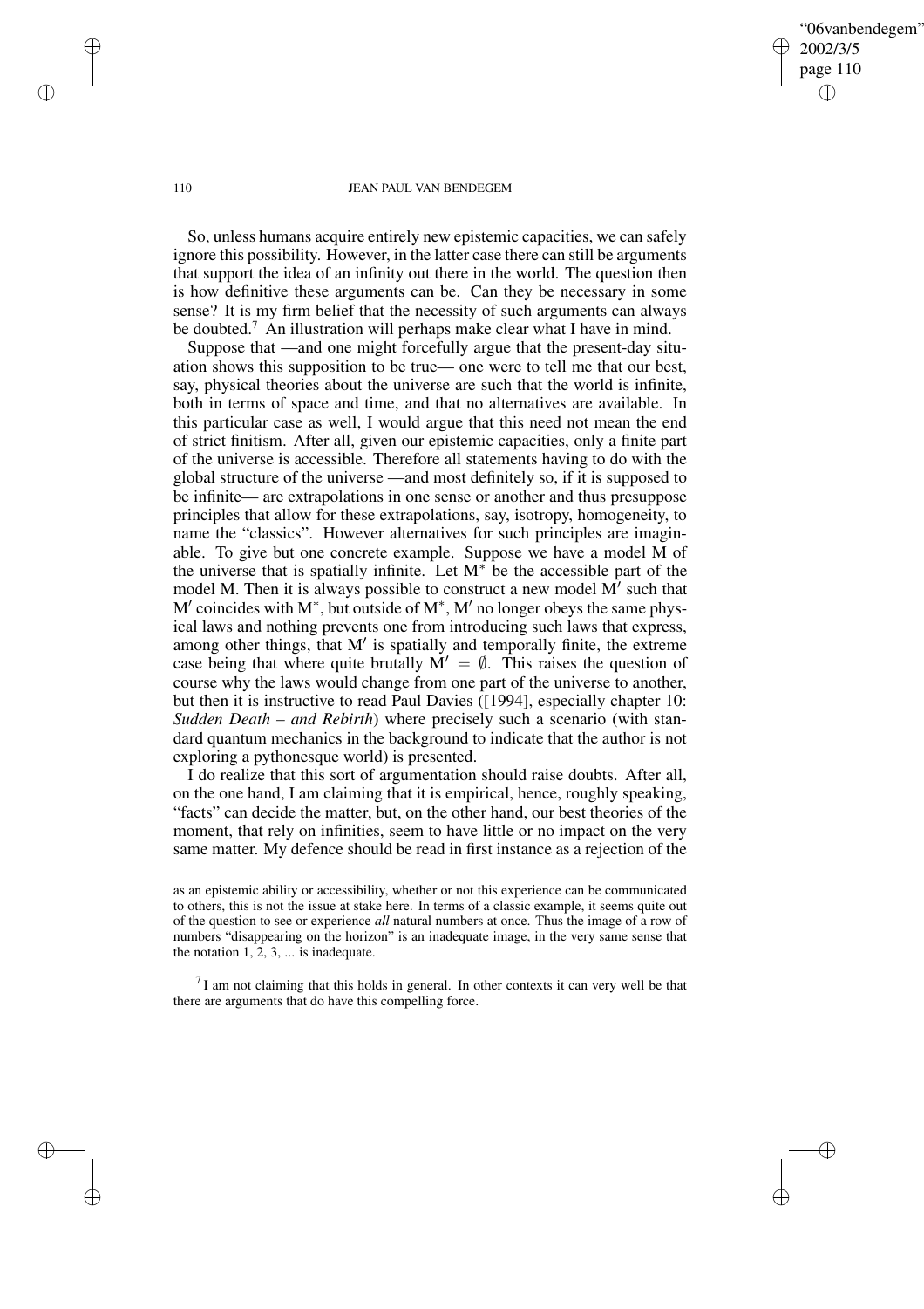So, unless humans acquire entirely new epistemic capacities, we can safely ignore this possibility. However, in the latter case there can still be arguments that support the idea of an infinity out there in the world. The question then is how definitive these arguments can be. Can they be necessary in some sense? It is my firm belief that the necessity of such arguments can always be doubted.[7] An illustration will perhaps make clear what I have in mind.

Suppose that —and one might forcefully argue that the present-day situation shows this supposition to be true— one were to tell me that our best, say, physical theories about the universe are such that the world is infinite, both in terms of space and time, and that no alternatives are available. In this particular case as well, I would argue that this need not mean the end of strict finitism. After all, given our epistemic capacities, only a finite part of the universe is accessible. Therefore all statements having to do with the global structure of the universe —and most definitely so, if it is supposed to be infinite— are extrapolations in one sense or another and thus presuppose principles that allow for these extrapolations, say, isotropy, homogeneity, to name the "classics". However alternatives for such principles are imaginable. To give but one concrete example. Suppose we have a model M of the universe that is spatially infinite. Let $M^*$ be the accessible part of the model M. Then it is always possible to construct a new model $M'$ such that $M'$ coincides with $M^*$, but outside of $M^*$, $M'$ no longer obeys the same physical laws and nothing prevents one from introducing such laws that express, among other things, that $M'$ is spatially and temporally finite, the extreme case being that where quite brutally $M' = \emptyset$. This raises the question of course why the laws would change from one part of the universe to another, but then it is instructive to read Paul Davies ([1994], especially chapter 10: *Sudden Death – and Rebirth*) where precisely such a scenario (with standard quantum mechanics in the background to indicate that the author is not exploring a pythonesque world) is presented.

I do realize that this sort of argumentation should raise doubts. After all, on the one hand, I am claiming that it is empirical, hence, roughly speaking, "facts" can decide the matter, but, on the other hand, our best theories of the moment, that rely on infinities, seem to have little or no impact on the very same matter. My defence should be read in first instance as a rejection of the

as an epistemic ability or accessibility, whether or not this experience can be communicated to others, this is not the issue at stake here. In terms of a classic example, it seems quite out of the question to see or experience *all* natural numbers at once. Thus the image of a row of numbers "disappearing on the horizon" is an inadequate image, in the very same sense that the notation 1, 2, 3, ... is inadequate.

[7] I am not claiming that this holds in general. In other contexts it can very well be that there are arguments that do have this compelling force.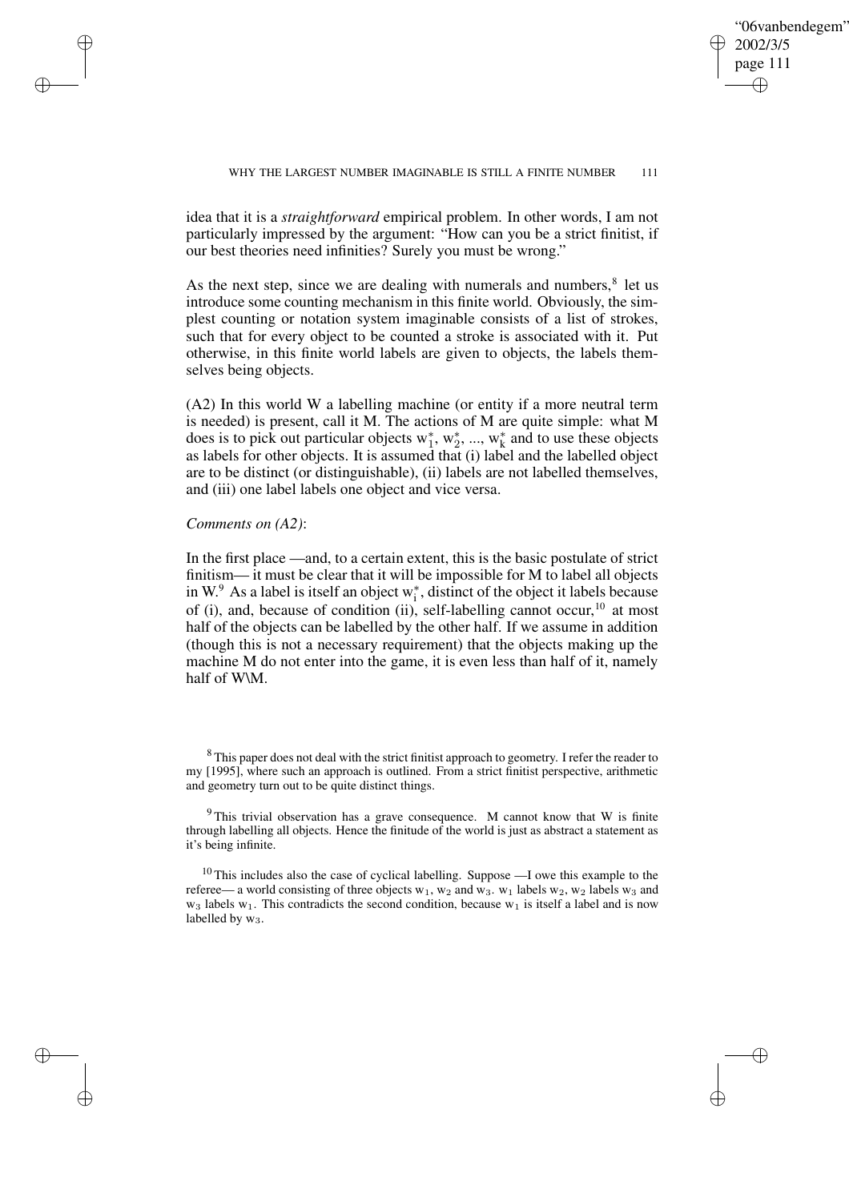idea that it is a *straightforward* empirical problem. In other words, I am not particularly impressed by the argument: "How can you be a strict finitist, if our best theories need infinities? Surely you must be wrong."

As the next step, since we are dealing with numerals and numbers,[8] let us introduce some counting mechanism in this finite world. Obviously, the simplest counting or notation system imaginable consists of a list of strokes, such that for every object to be counted a stroke is associated with it. Put otherwise, in this finite world labels are given to objects, the labels themselves being objects.

(A2) In this world W a labelling machine (or entity if a more neutral term is needed) is present, call it M. The actions of M are quite simple: what M does is to pick out particular objects $w_1^*$, $w_2^*$, ..., $w_k^*$ and to use these objects as labels for other objects. It is assumed that (i) label and the labelled object are to be distinct (or distinguishable), (ii) labels are not labelled themselves, and (iii) one label labels one object and vice versa.

*Comments on (A2)*:

In the first place —and, to a certain extent, this is the basic postulate of strict finitism— it must be clear that it will be impossible for M to label all objects in W.[9] As a label is itself an object $w_i^*$, distinct of the object it labels because of (i), and, because of condition (ii), self-labelling cannot occur,[10] at most half of the objects can be labelled by the other half. If we assume in addition (though this is not a necessary requirement) that the objects making up the machine M do not enter into the game, it is even less than half of it, namely half of W\M.

[8] This paper does not deal with the strict finitist approach to geometry. I refer the reader to my [1995], where such an approach is outlined. From a strict finitist perspective, arithmetic and geometry turn out to be quite distinct things.

[9] This trivial observation has a grave consequence. M cannot know that W is finite through labelling all objects. Hence the finitude of the world is just as abstract a statement as it's being infinite.

[10] This includes also the case of cyclical labelling. Suppose —I owe this example to the referee— a world consisting of three objects $w_1$, $w_2$ and $w_3$. $w_1$ labels $w_2$, $w_2$ labels $w_3$ and $w_3$ labels $w_1$. This contradicts the second condition, because $w_1$ is itself a label and is now labelled by $w_3$.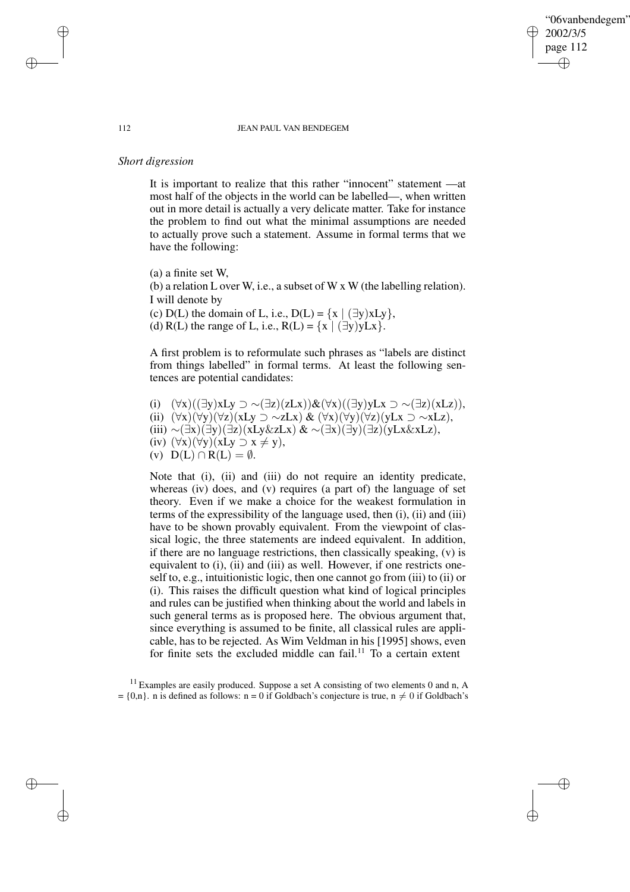*Short digression*

It is important to realize that this rather "innocent" statement —at most half of the objects in the world can be labelled—, when written out in more detail is actually a very delicate matter. Take for instance the problem to find out what the minimal assumptions are needed to actually prove such a statement. Assume in formal terms that we have the following:

(a) a finite set W,
(b) a relation L over W, i.e., a subset of W x W (the labelling relation).
I will denote by
(c) D(L) the domain of L, i.e., $D(L) = \{x \mid (\exists y)xLy\}$,
(d) R(L) the range of L, i.e., $R(L) = \{x \mid (\exists y)yLx\}$.

A first problem is to reformulate such phrases as "labels are distinct from things labelled" in formal terms. At least the following sentences are potential candidates:

(i) $(\forall x)((\exists y)xLy \supset \sim(\exists z)(zLx))\&(\forall x)((\exists y)yLx \supset \sim(\exists z)(xLz))$,
(ii) $(\forall x)(\forall y)(\forall z)(xLy \supset \sim zLx)$ & $(\forall x)(\forall y)(\forall z)(yLx \supset \sim xLz)$,
(iii) $\sim(\exists x)(\exists y)(\exists z)(xLy\&zLx)$ & $\sim(\exists x)(\exists y)(\exists z)(yLx\&xLz)$,
(iv) $(\forall x)(\forall y)(xLy \supset x \neq y)$,
(v) $D(L) \cap R(L) = \emptyset$.

Note that (i), (ii) and (iii) do not require an identity predicate, whereas (iv) does, and (v) requires (a part of) the language of set theory. Even if we make a choice for the weakest formulation in terms of the expressibility of the language used, then (i), (ii) and (iii) have to be shown provably equivalent. From the viewpoint of classical logic, the three statements are indeed equivalent. In addition, if there are no language restrictions, then classically speaking, (v) is equivalent to (i), (ii) and (iii) as well. However, if one restricts oneself to, e.g., intuitionistic logic, then one cannot go from (iii) to (ii) or (i). This raises the difficult question what kind of logical principles and rules can be justified when thinking about the world and labels in such general terms as is proposed here. The obvious argument that, since everything is assumed to be finite, all classical rules are applicable, has to be rejected. As Wim Veldman in his [1995] shows, even for finite sets the excluded middle can fail.[11] To a certain extent

[11] Examples are easily produced. Suppose a set A consisting of two elements 0 and n, A = {0,n}. n is defined as follows: n = 0 if Goldbach's conjecture is true, n $\neq$ 0 if Goldbach's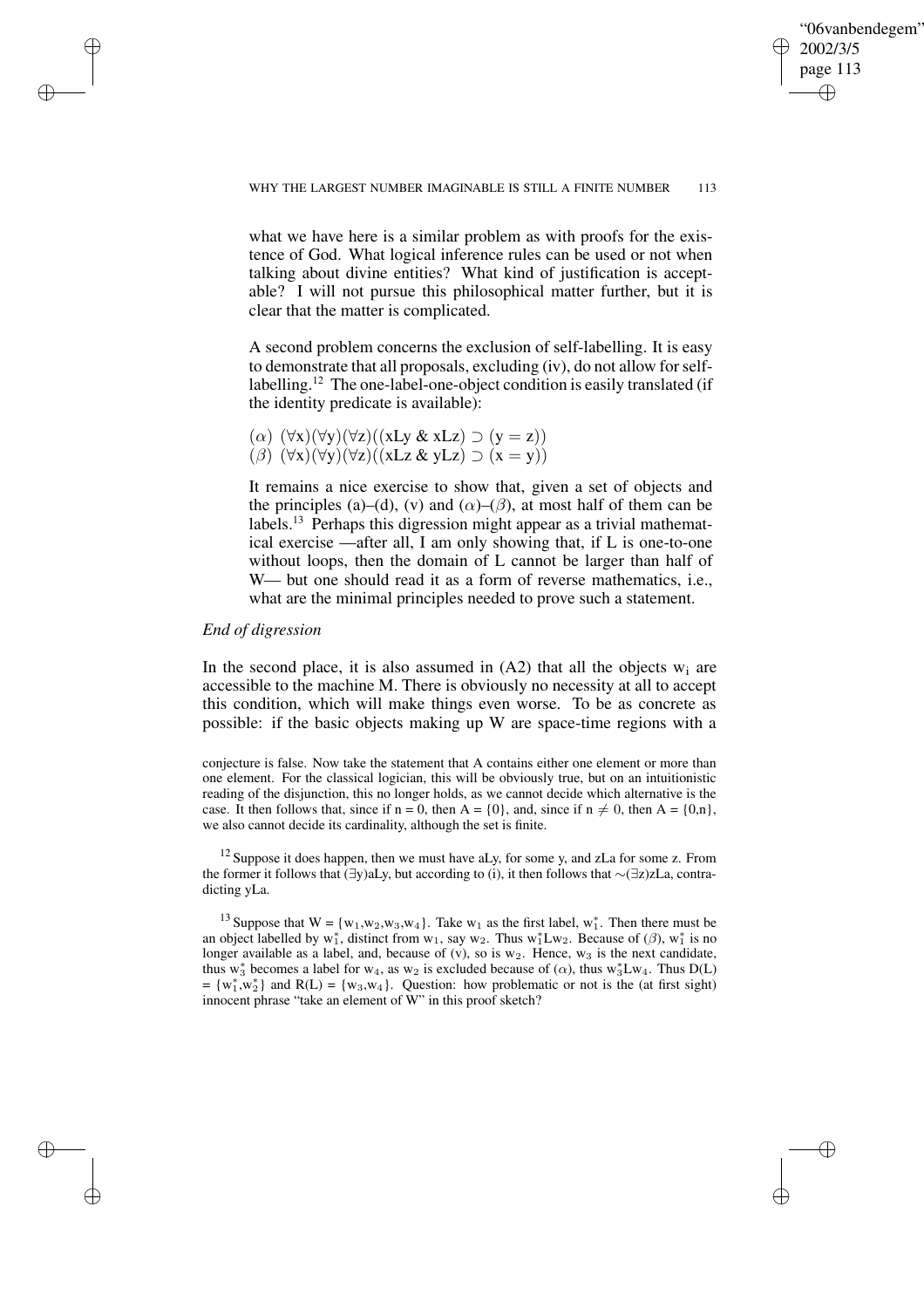what we have here is a similar problem as with proofs for the existence of God. What logical inference rules can be used or not when talking about divine entities? What kind of justification is acceptable? I will not pursue this philosophical matter further, but it is clear that the matter is complicated.

A second problem concerns the exclusion of self-labelling. It is easy to demonstrate that all proposals, excluding (iv), do not allow for self-labelling.[12] The one-label-one-object condition is easily translated (if the identity predicate is available):

($\alpha$) $(\forall x)(\forall y)(\forall z)((xLy \mathbin{\&} xLz) \supset (y = z))$
($\beta$) $(\forall x)(\forall y)(\forall z)((xLz \mathbin{\&} yLz) \supset (x = y))$

It remains a nice exercise to show that, given a set of objects and the principles (a)–(d), (v) and ($\alpha$)–($\beta$), at most half of them can be labels.[13] Perhaps this digression might appear as a trivial mathematical exercise —after all, I am only showing that, if L is one-to-one without loops, then the domain of L cannot be larger than half of W— but one should read it as a form of reverse mathematics, i.e., what are the minimal principles needed to prove such a statement.

*End of digression*

In the second place, it is also assumed in (A2) that all the objects $w_i$ are accessible to the machine M. There is obviously no necessity at all to accept this condition, which will make things even worse. To be as concrete as possible: if the basic objects making up W are space-time regions with a

conjecture is false. Now take the statement that A contains either one element or more than one element. For the classical logician, this will be obviously true, but on an intuitionistic reading of the disjunction, this no longer holds, as we cannot decide which alternative is the case. It then follows that, since if n = 0, then A = {0}, and, since if $n \neq 0$, then A = {0,n}, we also cannot decide its cardinality, although the set is finite.

[12] Suppose it does happen, then we must have aLy, for some y, and zLa for some z. From the former it follows that $(\exists y)aLy$, but according to (i), it then follows that $\sim(\exists z)zLa$, contradicting yLa.

[13] Suppose that $W = \{w_1, w_2, w_3, w_4\}$. Take $w_1$ as the first label, $w_1^*$. Then there must be an object labelled by $w_1^*$, distinct from $w_1$, say $w_2$. Thus $w_1^* L w_2$. Because of ($\beta$), $w_1^*$ is no longer available as a label, and, because of (v), so is $w_2$. Hence, $w_3$ is the next candidate, thus $w_3^*$ becomes a label for $w_4$, as $w_2$ is excluded because of ($\alpha$), thus $w_3^* L w_4$. Thus D(L) = $\{w_1^*, w_2^*\}$ and R(L) = $\{w_3, w_4\}$. Question: how problematic or not is the (at first sight) innocent phrase "take an element of W" in this proof sketch?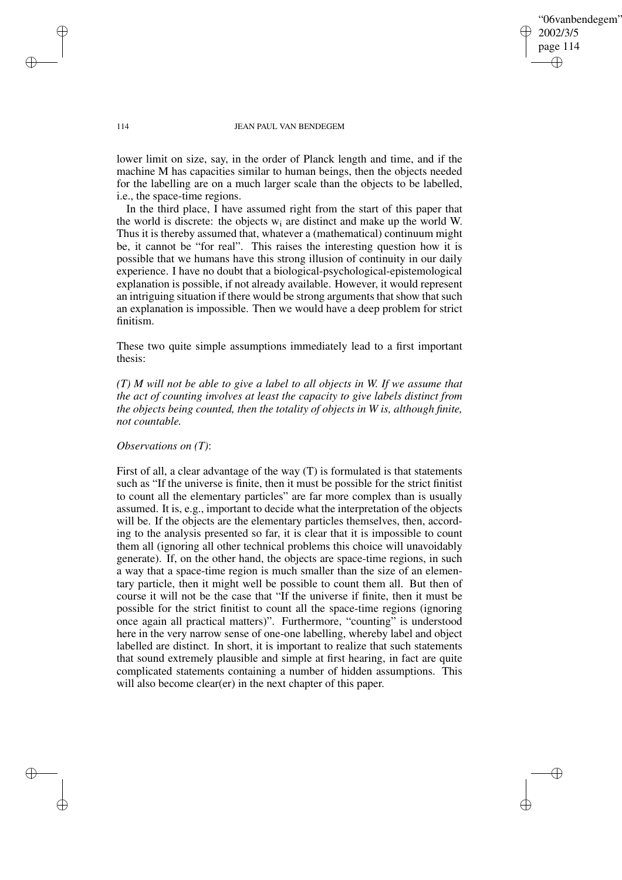lower limit on size, say, in the order of Planck length and time, and if the machine M has capacities similar to human beings, then the objects needed for the labelling are on a much larger scale than the objects to be labelled, i.e., the space-time regions.

In the third place, I have assumed right from the start of this paper that the world is discrete: the objects $w_i$ are distinct and make up the world W. Thus it is thereby assumed that, whatever a (mathematical) continuum might be, it cannot be "for real". This raises the interesting question how it is possible that we humans have this strong illusion of continuity in our daily experience. I have no doubt that a biological-psychological-epistemological explanation is possible, if not already available. However, it would represent an intriguing situation if there would be strong arguments that show that such an explanation is impossible. Then we would have a deep problem for strict finitism.

These two quite simple assumptions immediately lead to a first important thesis:

*(T) M will not be able to give a label to all objects in W. If we assume that the act of counting involves at least the capacity to give labels distinct from the objects being counted, then the totality of objects in W is, although finite, not countable.*

*Observations on (T)*:

First of all, a clear advantage of the way (T) is formulated is that statements such as "If the universe is finite, then it must be possible for the strict finitist to count all the elementary particles" are far more complex than is usually assumed. It is, e.g., important to decide what the interpretation of the objects will be. If the objects are the elementary particles themselves, then, according to the analysis presented so far, it is clear that it is impossible to count them all (ignoring all other technical problems this choice will unavoidably generate). If, on the other hand, the objects are space-time regions, in such a way that a space-time region is much smaller than the size of an elementary particle, then it might well be possible to count them all. But then of course it will not be the case that "If the universe if finite, then it must be possible for the strict finitist to count all the space-time regions (ignoring once again all practical matters)". Furthermore, "counting" is understood here in the very narrow sense of one-one labelling, whereby label and object labelled are distinct. In short, it is important to realize that such statements that sound extremely plausible and simple at first hearing, in fact are quite complicated statements containing a number of hidden assumptions. This will also become clear(er) in the next chapter of this paper.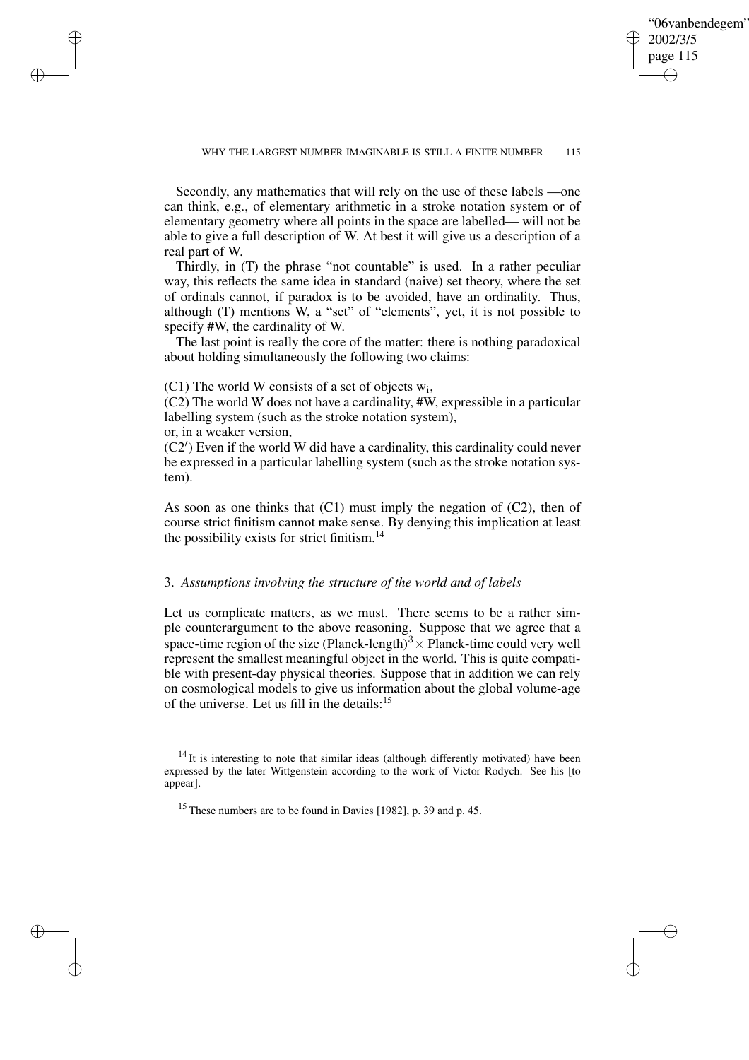Secondly, any mathematics that will rely on the use of these labels —one can think, e.g., of elementary arithmetic in a stroke notation system or of elementary geometry where all points in the space are labelled— will not be able to give a full description of W. At best it will give us a description of a real part of W.

Thirdly, in (T) the phrase "not countable" is used. In a rather peculiar way, this reflects the same idea in standard (naive) set theory, where the set of ordinals cannot, if paradox is to be avoided, have an ordinality. Thus, although (T) mentions W, a "set" of "elements", yet, it is not possible to specify #W, the cardinality of W.

The last point is really the core of the matter: there is nothing paradoxical about holding simultaneously the following two claims:

(C1) The world W consists of a set of objects $w_i$,
(C2) The world W does not have a cardinality, #W, expressible in a particular labelling system (such as the stroke notation system),
or, in a weaker version,
(C2′) Even if the world W did have a cardinality, this cardinality could never be expressed in a particular labelling system (such as the stroke notation system).

As soon as one thinks that (C1) must imply the negation of (C2), then of course strict finitism cannot make sense. By denying this implication at least the possibility exists for strict finitism.[14]

## 3. *Assumptions involving the structure of the world and of labels*

Let us complicate matters, as we must. There seems to be a rather simple counterargument to the above reasoning. Suppose that we agree that a space-time region of the size (Planck-length)$^3 \times$ Planck-time could very well represent the smallest meaningful object in the world. This is quite compatible with present-day physical theories. Suppose that in addition we can rely on cosmological models to give us information about the global volume-age of the universe. Let us fill in the details:[15]

[14] It is interesting to note that similar ideas (although differently motivated) have been expressed by the later Wittgenstein according to the work of Victor Rodych. See his [to appear].

[15] These numbers are to be found in Davies [1982], p. 39 and p. 45.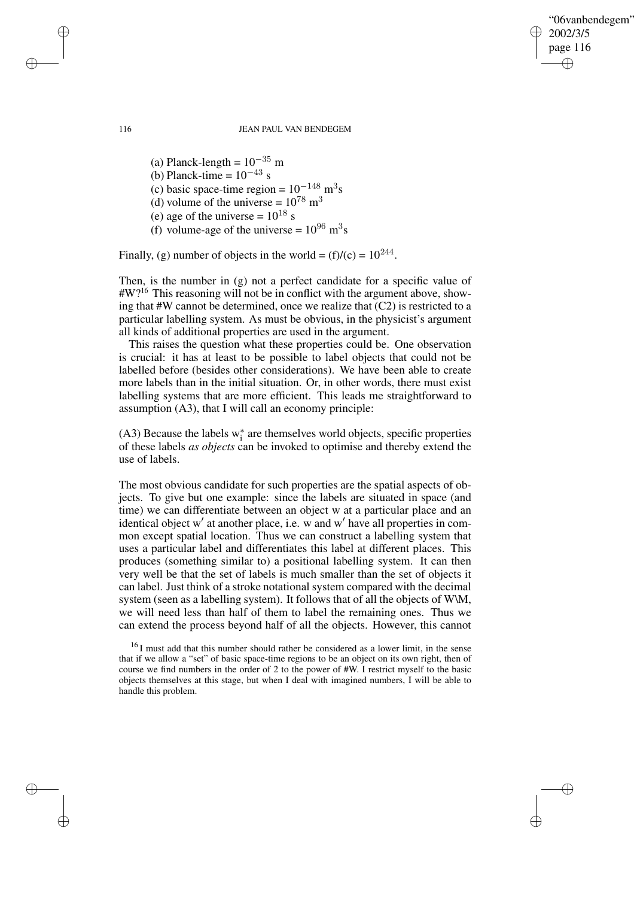(a) Planck-length = $10^{-35}$ m
(b) Planck-time = $10^{-43}$ s
(c) basic space-time region = $10^{-148}$ $m^3s$
(d) volume of the universe = $10^{78}$ $m^3$
(e) age of the universe = $10^{18}$ s
(f) volume-age of the universe = $10^{96}$ $m^3s$

Finally, (g) number of objects in the world = (f)/(c) = $10^{244}$.

Then, is the number in (g) not a perfect candidate for a specific value of #W?[16] This reasoning will not be in conflict with the argument above, showing that #W cannot be determined, once we realize that (C2) is restricted to a particular labelling system. As must be obvious, in the physicist's argument all kinds of additional properties are used in the argument.

This raises the question what these properties could be. One observation is crucial: it has at least to be possible to label objects that could not be labelled before (besides other considerations). We have been able to create more labels than in the initial situation. Or, in other words, there must exist labelling systems that are more efficient. This leads me straightforward to assumption (A3), that I will call an economy principle:

(A3) Because the labels $w_i^*$ are themselves world objects, specific properties of these labels *as objects* can be invoked to optimise and thereby extend the use of labels.

The most obvious candidate for such properties are the spatial aspects of objects. To give but one example: since the labels are situated in space (and time) we can differentiate between an object w at a particular place and an identical object w′ at another place, i.e. w and w′ have all properties in common except spatial location. Thus we can construct a labelling system that uses a particular label and differentiates this label at different places. This produces (something similar to) a positional labelling system. It can then very well be that the set of labels is much smaller than the set of objects it can label. Just think of a stroke notational system compared with the decimal system (seen as a labelling system). It follows that of all the objects of W\M, we will need less than half of them to label the remaining ones. Thus we can extend the process beyond half of all the objects. However, this cannot

[16] I must add that this number should rather be considered as a lower limit, in the sense that if we allow a "set" of basic space-time regions to be an object on its own right, then of course we find numbers in the order of 2 to the power of #W. I restrict myself to the basic objects themselves at this stage, but when I deal with imagined numbers, I will be able to handle this problem.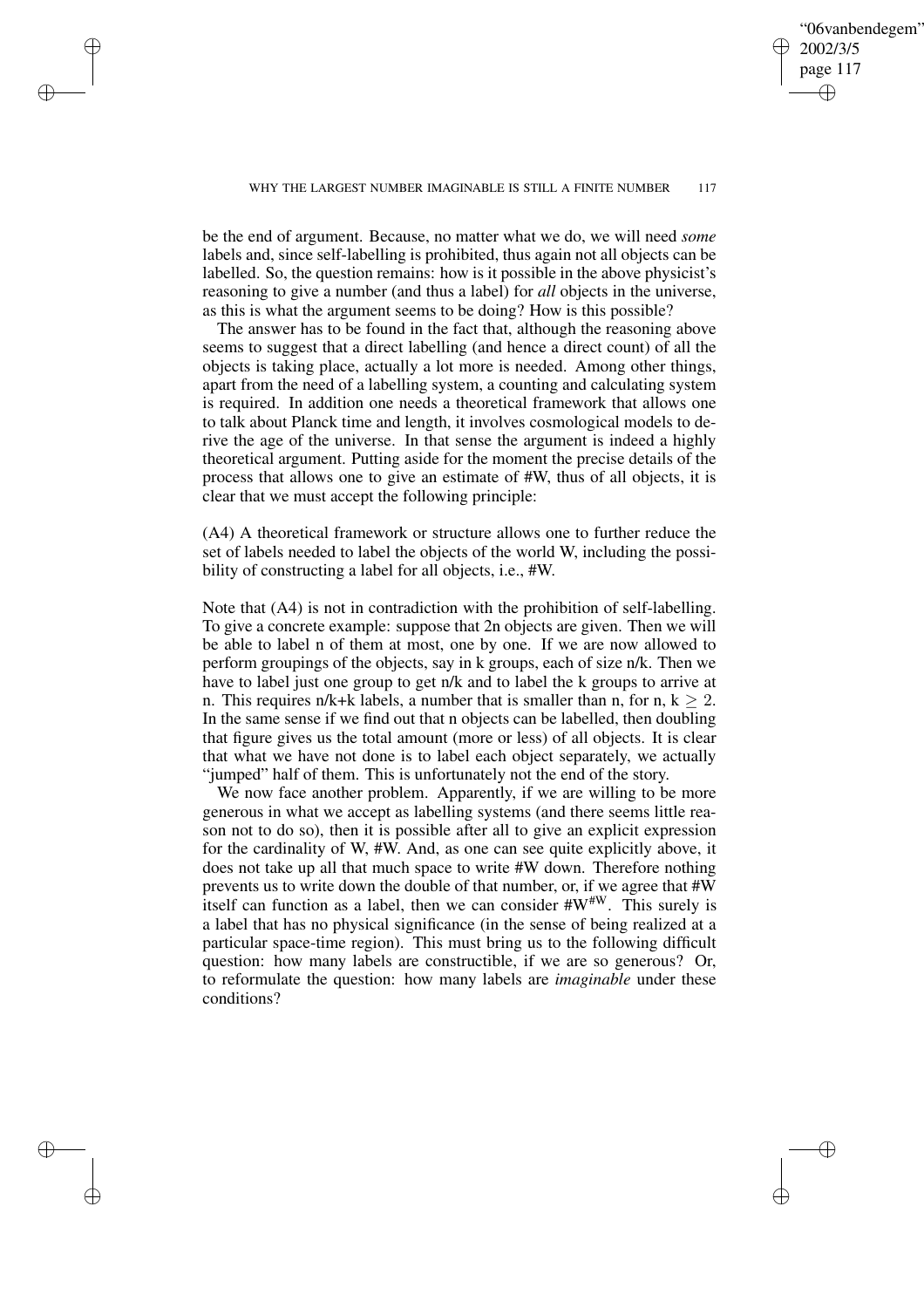be the end of argument. Because, no matter what we do, we will need *some* labels and, since self-labelling is prohibited, thus again not all objects can be labelled. So, the question remains: how is it possible in the above physicist's reasoning to give a number (and thus a label) for *all* objects in the universe, as this is what the argument seems to be doing? How is this possible?

The answer has to be found in the fact that, although the reasoning above seems to suggest that a direct labelling (and hence a direct count) of all the objects is taking place, actually a lot more is needed. Among other things, apart from the need of a labelling system, a counting and calculating system is required. In addition one needs a theoretical framework that allows one to talk about Planck time and length, it involves cosmological models to derive the age of the universe. In that sense the argument is indeed a highly theoretical argument. Putting aside for the moment the precise details of the process that allows one to give an estimate of #W, thus of all objects, it is clear that we must accept the following principle:

(A4) A theoretical framework or structure allows one to further reduce the set of labels needed to label the objects of the world W, including the possibility of constructing a label for all objects, i.e., #W.

Note that (A4) is not in contradiction with the prohibition of self-labelling. To give a concrete example: suppose that 2n objects are given. Then we will be able to label n of them at most, one by one. If we are now allowed to perform groupings of the objects, say in k groups, each of size n/k. Then we have to label just one group to get n/k and to label the k groups to arrive at n. This requires n/k+k labels, a number that is smaller than n, for n, $k \geq 2$. In the same sense if we find out that n objects can be labelled, then doubling that figure gives us the total amount (more or less) of all objects. It is clear that what we have not done is to label each object separately, we actually "jumped" half of them. This is unfortunately not the end of the story.

We now face another problem. Apparently, if we are willing to be more generous in what we accept as labelling systems (and there seems little reason not to do so), then it is possible after all to give an explicit expression for the cardinality of W, #W. And, as one can see quite explicitly above, it does not take up all that much space to write #W down. Therefore nothing prevents us to write down the double of that number, or, if we agree that #W itself can function as a label, then we can consider $\#W^{\#W}$. This surely is a label that has no physical significance (in the sense of being realized at a particular space-time region). This must bring us to the following difficult question: how many labels are constructible, if we are so generous? Or, to reformulate the question: how many labels are *imaginable* under these conditions?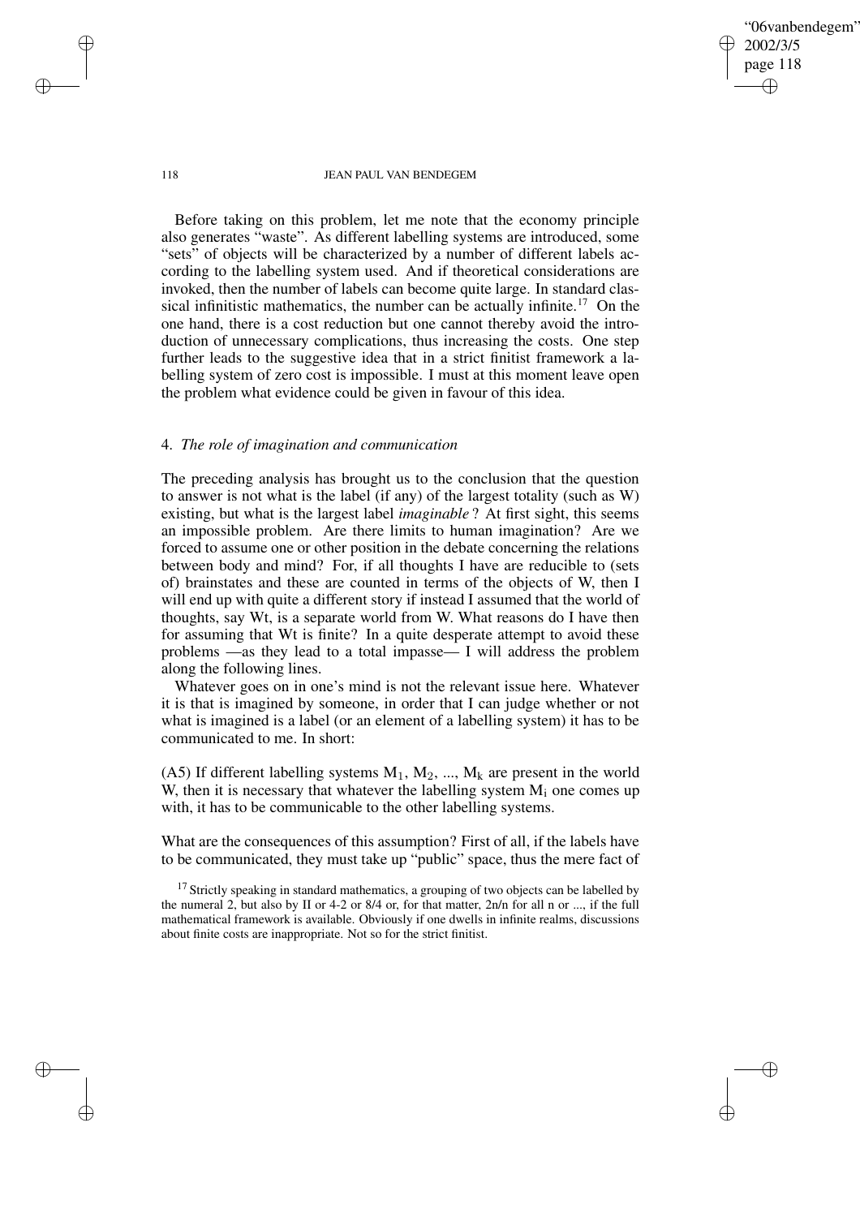Before taking on this problem, let me note that the economy principle also generates "waste". As different labelling systems are introduced, some "sets" of objects will be characterized by a number of different labels according to the labelling system used. And if theoretical considerations are invoked, then the number of labels can become quite large. In standard classical infinitistic mathematics, the number can be actually infinite.[17] On the one hand, there is a cost reduction but one cannot thereby avoid the introduction of unnecessary complications, thus increasing the costs. One step further leads to the suggestive idea that in a strict finitist framework a labelling system of zero cost is impossible. I must at this moment leave open the problem what evidence could be given in favour of this idea.

## 4. *The role of imagination and communication*

The preceding analysis has brought us to the conclusion that the question to answer is not what is the label (if any) of the largest totality (such as W) existing, but what is the largest label *imaginable*? At first sight, this seems an impossible problem. Are there limits to human imagination? Are we forced to assume one or other position in the debate concerning the relations between body and mind? For, if all thoughts I have are reducible to (sets of) brainstates and these are counted in terms of the objects of W, then I will end up with quite a different story if instead I assumed that the world of thoughts, say Wt, is a separate world from W. What reasons do I have then for assuming that Wt is finite? In a quite desperate attempt to avoid these problems —as they lead to a total impasse— I will address the problem along the following lines.

Whatever goes on in one's mind is not the relevant issue here. Whatever it is that is imagined by someone, in order that I can judge whether or not what is imagined is a label (or an element of a labelling system) it has to be communicated to me. In short:

(A5) If different labelling systems $M_1$, $M_2$, ..., $M_k$ are present in the world W, then it is necessary that whatever the labelling system $M_i$ one comes up with, it has to be communicable to the other labelling systems.

What are the consequences of this assumption? First of all, if the labels have to be communicated, they must take up "public" space, thus the mere fact of

[17] Strictly speaking in standard mathematics, a grouping of two objects can be labelled by the numeral 2, but also by II or 4-2 or 8/4 or, for that matter, 2n/n for all n or ..., if the full mathematical framework is available. Obviously if one dwells in infinite realms, discussions about finite costs are inappropriate. Not so for the strict finitist.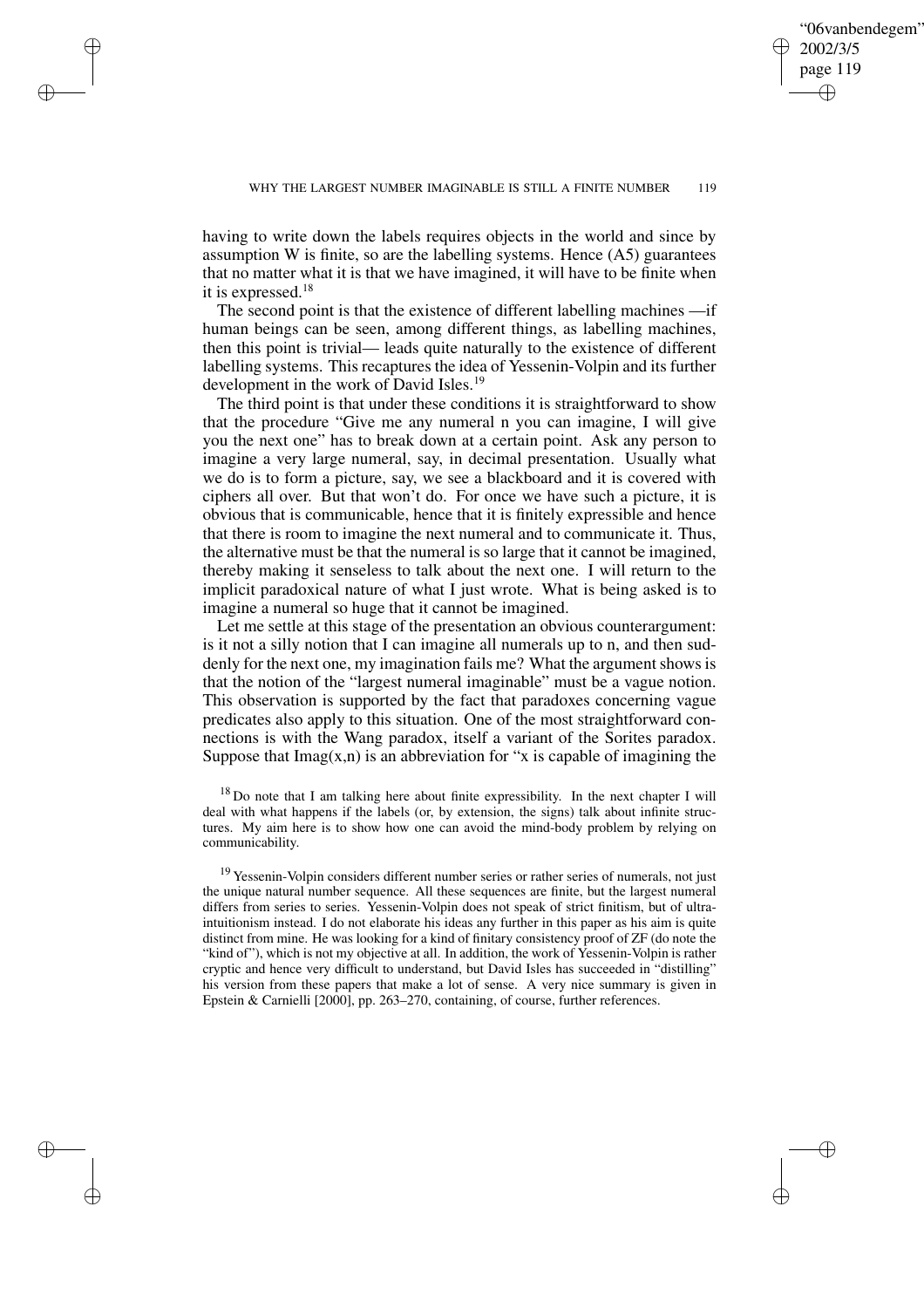having to write down the labels requires objects in the world and since by assumption W is finite, so are the labelling systems. Hence (A5) guarantees that no matter what it is that we have imagined, it will have to be finite when it is expressed.[18]

The second point is that the existence of different labelling machines —if human beings can be seen, among different things, as labelling machines, then this point is trivial— leads quite naturally to the existence of different labelling systems. This recaptures the idea of Yessenin-Volpin and its further development in the work of David Isles.[19]

The third point is that under these conditions it is straightforward to show that the procedure "Give me any numeral n you can imagine, I will give you the next one" has to break down at a certain point. Ask any person to imagine a very large numeral, say, in decimal presentation. Usually what we do is to form a picture, say, we see a blackboard and it is covered with ciphers all over. But that won't do. For once we have such a picture, it is obvious that is communicable, hence that it is finitely expressible and hence that there is room to imagine the next numeral and to communicate it. Thus, the alternative must be that the numeral is so large that it cannot be imagined, thereby making it senseless to talk about the next one. I will return to the implicit paradoxical nature of what I just wrote. What is being asked is to imagine a numeral so huge that it cannot be imagined.

Let me settle at this stage of the presentation an obvious counterargument: is it not a silly notion that I can imagine all numerals up to n, and then suddenly for the next one, my imagination fails me? What the argument shows is that the notion of the "largest numeral imaginable" must be a vague notion. This observation is supported by the fact that paradoxes concerning vague predicates also apply to this situation. One of the most straightforward connections is with the Wang paradox, itself a variant of the Sorites paradox. Suppose that Imag(x,n) is an abbreviation for "x is capable of imagining the

[18] Do note that I am talking here about finite expressibility. In the next chapter I will deal with what happens if the labels (or, by extension, the signs) talk about infinite structures. My aim here is to show how one can avoid the mind-body problem by relying on communicability.

[19] Yessenin-Volpin considers different number series or rather series of numerals, not just the unique natural number sequence. All these sequences are finite, but the largest numeral differs from series to series. Yessenin-Volpin does not speak of strict finitism, but of ultra-intuitionism instead. I do not elaborate his ideas any further in this paper as his aim is quite distinct from mine. He was looking for a kind of finitary consistency proof of ZF (do note the "kind of"), which is not my objective at all. In addition, the work of Yessenin-Volpin is rather cryptic and hence very difficult to understand, but David Isles has succeeded in "distilling" his version from these papers that make a lot of sense. A very nice summary is given in Epstein & Carnielli [2000], pp. 263–270, containing, of course, further references.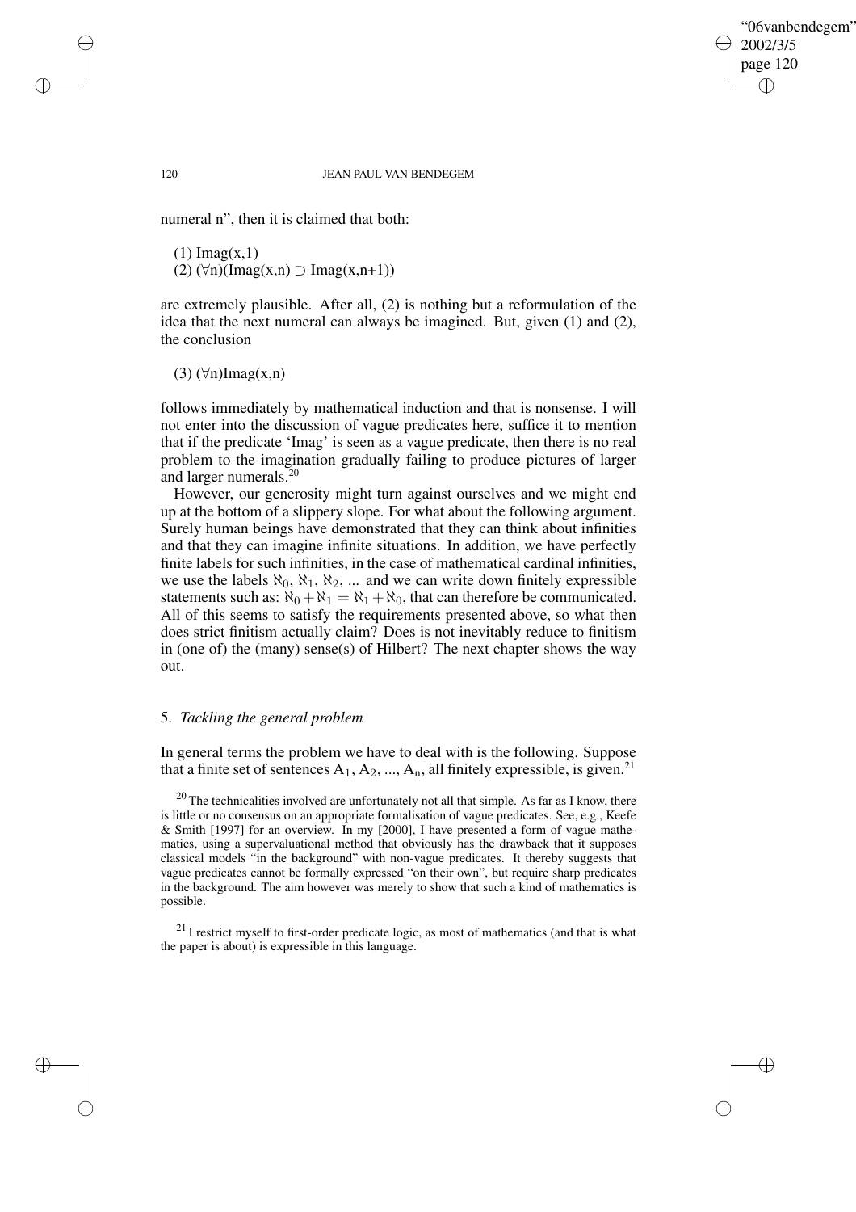numeral n", then it is claimed that both:

(1) Imag(x,1)
(2) $(\forall n)(\text{Imag}(x,n) \supset \text{Imag}(x,n+1))$

are extremely plausible. After all, (2) is nothing but a reformulation of the idea that the next numeral can always be imagined. But, given (1) and (2), the conclusion

(3) $(\forall n)\text{Imag}(x,n)$

follows immediately by mathematical induction and that is nonsense. I will not enter into the discussion of vague predicates here, suffice it to mention that if the predicate 'Imag' is seen as a vague predicate, then there is no real problem to the imagination gradually failing to produce pictures of larger and larger numerals.[20]

However, our generosity might turn against ourselves and we might end up at the bottom of a slippery slope. For what about the following argument. Surely human beings have demonstrated that they can think about infinities and that they can imagine infinite situations. In addition, we have perfectly finite labels for such infinities, in the case of mathematical cardinal infinities, we use the labels $\aleph_0$, $\aleph_1$, $\aleph_2$, ... and we can write down finitely expressible statements such as: $\aleph_0 + \aleph_1 = \aleph_1 + \aleph_0$, that can therefore be communicated. All of this seems to satisfy the requirements presented above, so what then does strict finitism actually claim? Does is not inevitably reduce to finitism in (one of) the (many) sense(s) of Hilbert? The next chapter shows the way out.

## 5. *Tackling the general problem*

In general terms the problem we have to deal with is the following. Suppose that a finite set of sentences $A_1$, $A_2$, ..., $A_n$, all finitely expressible, is given.[21]

[20] The technicalities involved are unfortunately not all that simple. As far as I know, there is little or no consensus on an appropriate formalisation of vague predicates. See, e.g., Keefe & Smith [1997] for an overview. In my [2000], I have presented a form of vague mathematics, using a supervaluational method that obviously has the drawback that it supposes classical models "in the background" with non-vague predicates. It thereby suggests that vague predicates cannot be formally expressed "on their own", but require sharp predicates in the background. The aim however was merely to show that such a kind of mathematics is possible.

[21] I restrict myself to first-order predicate logic, as most of mathematics (and that is what the paper is about) is expressible in this language.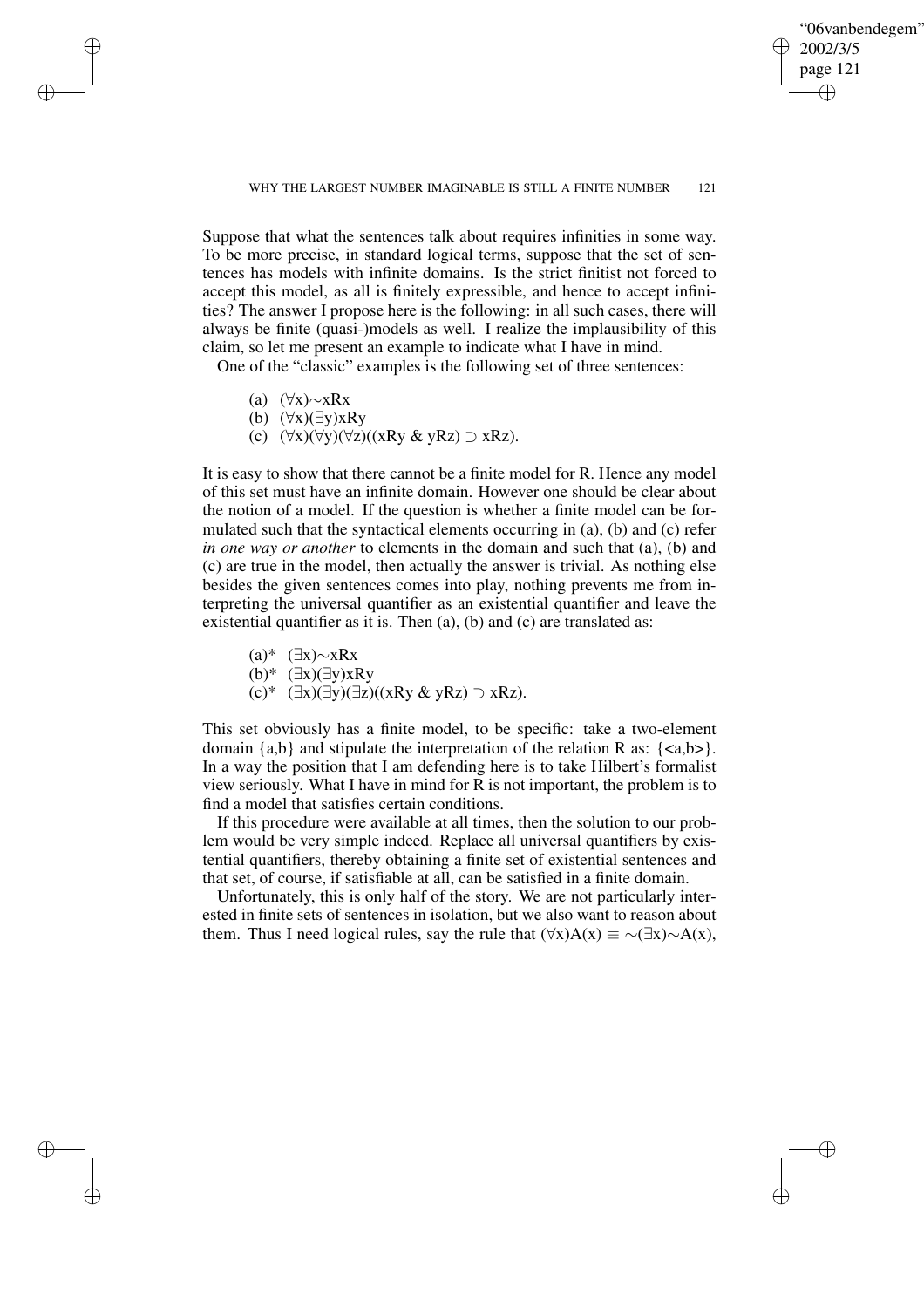Suppose that what the sentences talk about requires infinities in some way. To be more precise, in standard logical terms, suppose that the set of sentences has models with infinite domains. Is the strict finitist not forced to accept this model, as all is finitely expressible, and hence to accept infinities? The answer I propose here is the following: in all such cases, there will always be finite (quasi-)models as well. I realize the implausibility of this claim, so let me present an example to indicate what I have in mind.

One of the "classic" examples is the following set of three sentences:

(a) $(\forall x){\sim}xRx$
(b) $(\forall x)(\exists y)xRy$
(c) $(\forall x)(\forall y)(\forall z)((xRy \;\&\; yRz) \supset xRz)$.

It is easy to show that there cannot be a finite model for R. Hence any model of this set must have an infinite domain. However one should be clear about the notion of a model. If the question is whether a finite model can be formulated such that the syntactical elements occurring in (a), (b) and (c) refer *in one way or another* to elements in the domain and such that (a), (b) and (c) are true in the model, then actually the answer is trivial. As nothing else besides the given sentences comes into play, nothing prevents me from interpreting the universal quantifier as an existential quantifier and leave the existential quantifier as it is. Then (a), (b) and (c) are translated as:

(a)* $(\exists x){\sim}xRx$
(b)* $(\exists x)(\exists y)xRy$
(c)* $(\exists x)(\exists y)(\exists z)((xRy \;\&\; yRz) \supset xRz)$.

This set obviously has a finite model, to be specific: take a two-element domain {a,b} and stipulate the interpretation of the relation R as: {<a,b>}. In a way the position that I am defending here is to take Hilbert's formalist view seriously. What I have in mind for R is not important, the problem is to find a model that satisfies certain conditions.

If this procedure were available at all times, then the solution to our problem would be very simple indeed. Replace all universal quantifiers by existential quantifiers, thereby obtaining a finite set of existential sentences and that set, of course, if satisfiable at all, can be satisfied in a finite domain.

Unfortunately, this is only half of the story. We are not particularly interested in finite sets of sentences in isolation, but we also want to reason about them. Thus I need logical rules, say the rule that $(\forall x)A(x) \equiv {\sim}(\exists x){\sim}A(x)$,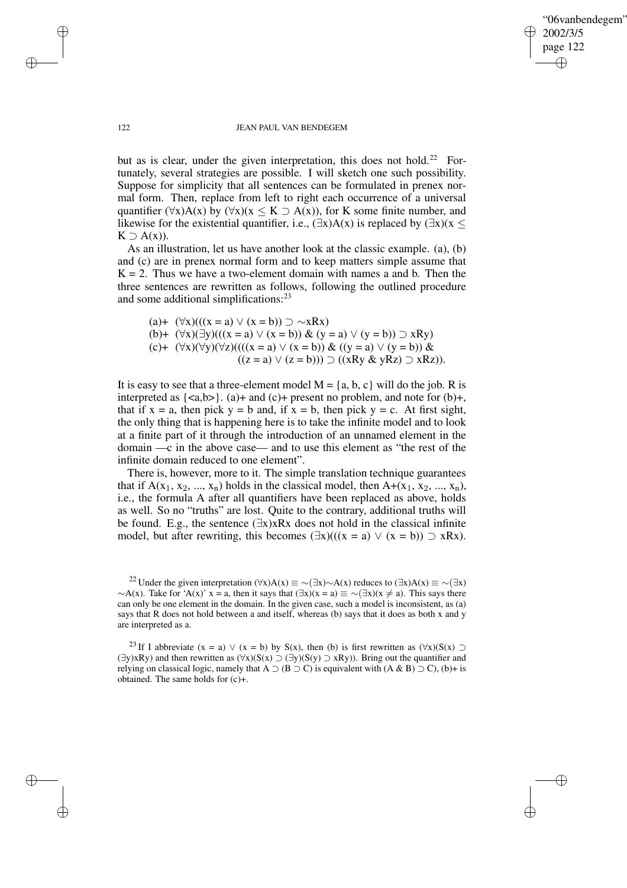but as is clear, under the given interpretation, this does not hold.[22] Fortunately, several strategies are possible. I will sketch one such possibility. Suppose for simplicity that all sentences can be formulated in prenex normal form. Then, replace from left to right each occurrence of a universal quantifier $(\forall x)A(x)$ by $(\forall x)(x \leq K \supset A(x))$, for K some finite number, and likewise for the existential quantifier, i.e., $(\exists x)A(x)$ is replaced by $(\exists x)(x \leq K \supset A(x))$.

As an illustration, let us have another look at the classic example. (a), (b) and (c) are in prenex normal form and to keep matters simple assume that K = 2. Thus we have a two-element domain with names a and b. Then the three sentences are rewritten as follows, following the outlined procedure and some additional simplifications:[23]

(a)+ $(\forall x)(((x = a) \vee (x = b)) \supset \sim xRx)$
(b)+ $(\forall x)(\exists y)(((x = a) \vee (x = b)) \& (y = a) \vee (y = b)) \supset xRy)$
(c)+ $(\forall x)(\forall y)(\forall z)((((x = a) \vee (x = b)) \& ((y = a) \vee (y = b)) \& ((z = a) \vee (z = b))) \supset ((xRy \& yRz) \supset xRz))$.

It is easy to see that a three-element model M = {a, b, c} will do the job. R is interpreted as {<a,b>}. (a)+ and (c)+ present no problem, and note for (b)+, that if x = a, then pick y = b and, if x = b, then pick y = c. At first sight, the only thing that is happening here is to take the infinite model and to look at a finite part of it through the introduction of an unnamed element in the domain —c in the above case— and to use this element as "the rest of the infinite domain reduced to one element".

There is, however, more to it. The simple translation technique guarantees that if $A(x_1, x_2, ..., x_n)$ holds in the classical model, then $A+(x_1, x_2, ..., x_n)$, i.e., the formula A after all quantifiers have been replaced as above, holds as well. So no "truths" are lost. Quite to the contrary, additional truths will be found. E.g., the sentence $(\exists x)xRx$ does not hold in the classical infinite model, but after rewriting, this becomes $(\exists x)(((x = a) \vee (x = b)) \supset xRx)$.

---

[22] Under the given interpretation $(\forall x)A(x) \equiv \sim(\exists x)\sim A(x)$ reduces to $(\exists x)A(x) \equiv \sim(\exists x) \sim A(x)$. Take for 'A(x)' x = a, then it says that $(\exists x)(x = a) \equiv \sim(\exists x)(x \neq a)$. This says there can only be one element in the domain. In the given case, such a model is inconsistent, as (a) says that R does not hold between a and itself, whereas (b) says that it does as both x and y are interpreted as a.

[23] If I abbreviate $(x = a) \vee (x = b)$ by S(x), then (b) is first rewritten as $(\forall x)(S(x) \supset (\exists y)xRy)$ and then rewritten as $(\forall x)(S(x) \supset (\exists y)(S(y) \supset xRy))$. Bring out the quantifier and relying on classical logic, namely that $A \supset (B \supset C)$ is equivalent with $(A \& B) \supset C)$, (b)+ is obtained. The same holds for (c)+.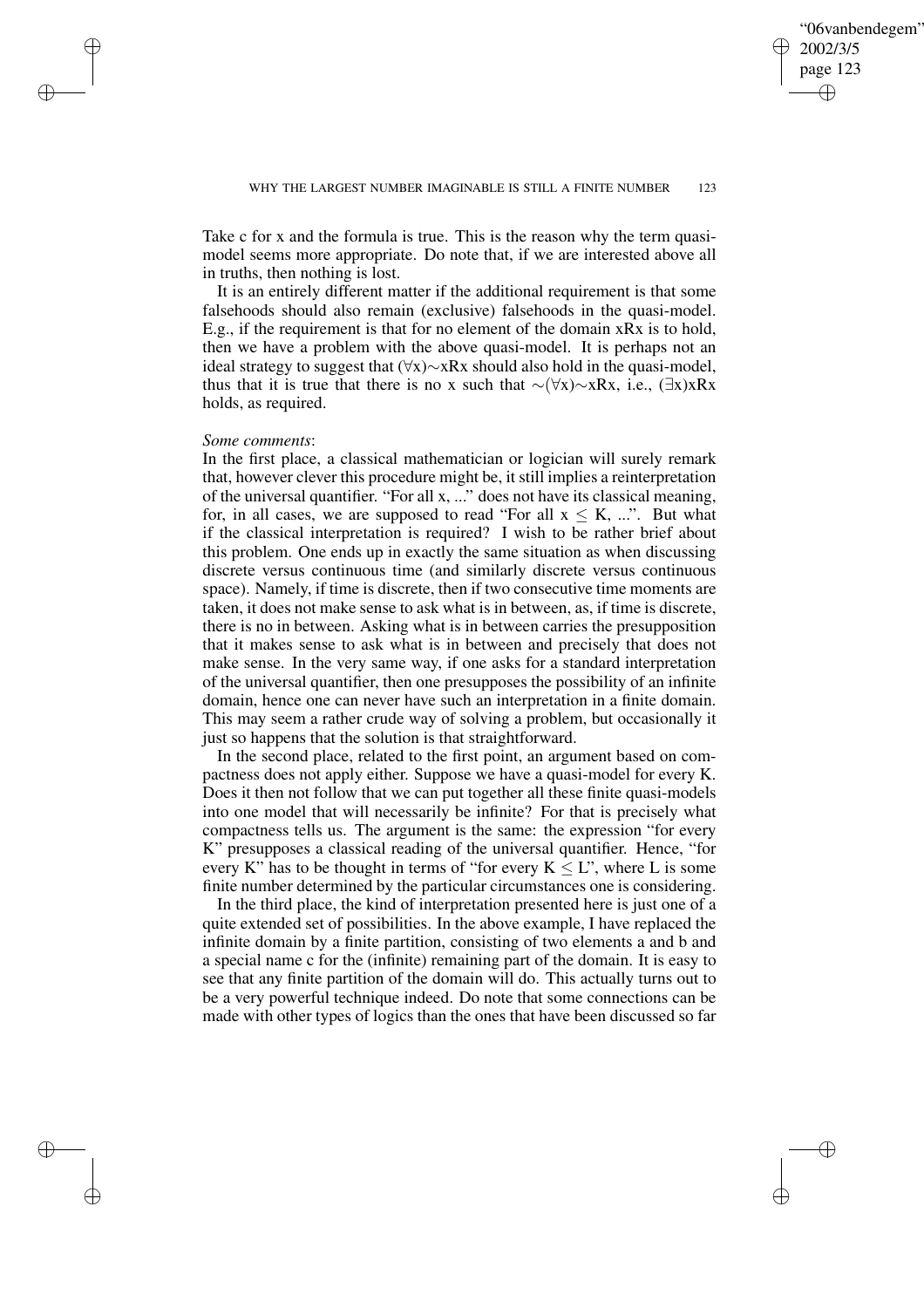Take c for x and the formula is true. This is the reason why the term quasi-model seems more appropriate. Do note that, if we are interested above all in truths, then nothing is lost.

It is an entirely different matter if the additional requirement is that some falsehoods should also remain (exclusive) falsehoods in the quasi-model. E.g., if the requirement is that for no element of the domain xRx is to hold, then we have a problem with the above quasi-model. It is perhaps not an ideal strategy to suggest that $(\forall x){\sim}xRx$ should also hold in the quasi-model, thus that it is true that there is no x such that ${\sim}(\forall x){\sim}xRx$, i.e., $(\exists x)xRx$ holds, as required.

*Some comments*:

In the first place, a classical mathematician or logician will surely remark that, however clever this procedure might be, it still implies a reinterpretation of the universal quantifier. "For all x, ..." does not have its classical meaning, for, in all cases, we are supposed to read "For all $x \leq K$, ...". But what if the classical interpretation is required? I wish to be rather brief about this problem. One ends up in exactly the same situation as when discussing discrete versus continuous time (and similarly discrete versus continuous space). Namely, if time is discrete, then if two consecutive time moments are taken, it does not make sense to ask what is in between, as, if time is discrete, there is no in between. Asking what is in between carries the presupposition that it makes sense to ask what is in between and precisely that does not make sense. In the very same way, if one asks for a standard interpretation of the universal quantifier, then one presupposes the possibility of an infinite domain, hence one can never have such an interpretation in a finite domain. This may seem a rather crude way of solving a problem, but occasionally it just so happens that the solution is that straightforward.

In the second place, related to the first point, an argument based on compactness does not apply either. Suppose we have a quasi-model for every K. Does it then not follow that we can put together all these finite quasi-models into one model that will necessarily be infinite? For that is precisely what compactness tells us. The argument is the same: the expression "for every K" presupposes a classical reading of the universal quantifier. Hence, "for every K" has to be thought in terms of "for every $K \leq L$", where L is some finite number determined by the particular circumstances one is considering.

In the third place, the kind of interpretation presented here is just one of a quite extended set of possibilities. In the above example, I have replaced the infinite domain by a finite partition, consisting of two elements a and b and a special name c for the (infinite) remaining part of the domain. It is easy to see that any finite partition of the domain will do. This actually turns out to be a very powerful technique indeed. Do note that some connections can be made with other types of logics than the ones that have been discussed so far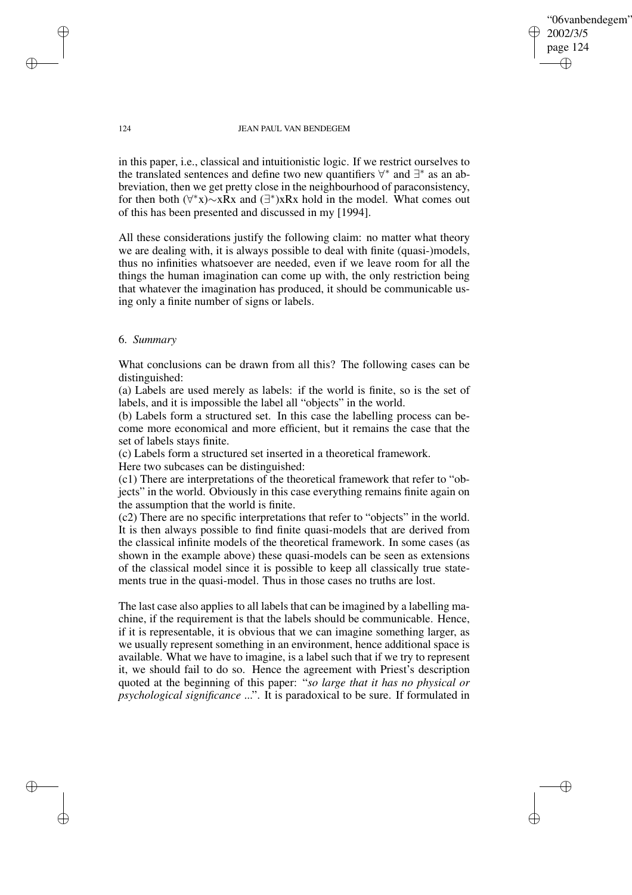in this paper, i.e., classical and intuitionistic logic. If we restrict ourselves to the translated sentences and define two new quantifiers $\forall^*$ and $\exists^*$ as an abbreviation, then we get pretty close in the neighbourhood of paraconsistency, for then both $(\forall^* x){\sim}xRx$ and $(\exists^*)xRx$ hold in the model. What comes out of this has been presented and discussed in my [1994].

All these considerations justify the following claim: no matter what theory we are dealing with, it is always possible to deal with finite (quasi-)models, thus no infinities whatsoever are needed, even if we leave room for all the things the human imagination can come up with, the only restriction being that whatever the imagination has produced, it should be communicable using only a finite number of signs or labels.

## 6. *Summary*

What conclusions can be drawn from all this? The following cases can be distinguished:

(a) Labels are used merely as labels: if the world is finite, so is the set of labels, and it is impossible the label all "objects" in the world.

(b) Labels form a structured set. In this case the labelling process can become more economical and more efficient, but it remains the case that the set of labels stays finite.

(c) Labels form a structured set inserted in a theoretical framework.

Here two subcases can be distinguished:

(c1) There are interpretations of the theoretical framework that refer to "objects" in the world. Obviously in this case everything remains finite again on the assumption that the world is finite.

(c2) There are no specific interpretations that refer to "objects" in the world. It is then always possible to find finite quasi-models that are derived from the classical infinite models of the theoretical framework. In some cases (as shown in the example above) these quasi-models can be seen as extensions of the classical model since it is possible to keep all classically true statements true in the quasi-model. Thus in those cases no truths are lost.

The last case also applies to all labels that can be imagined by a labelling machine, if the requirement is that the labels should be communicable. Hence, if it is representable, it is obvious that we can imagine something larger, as we usually represent something in an environment, hence additional space is available. What we have to imagine, is a label such that if we try to represent it, we should fail to do so. Hence the agreement with Priest's description quoted at the beginning of this paper: "*so large that it has no physical or psychological significance ...*". It is paradoxical to be sure. If formulated in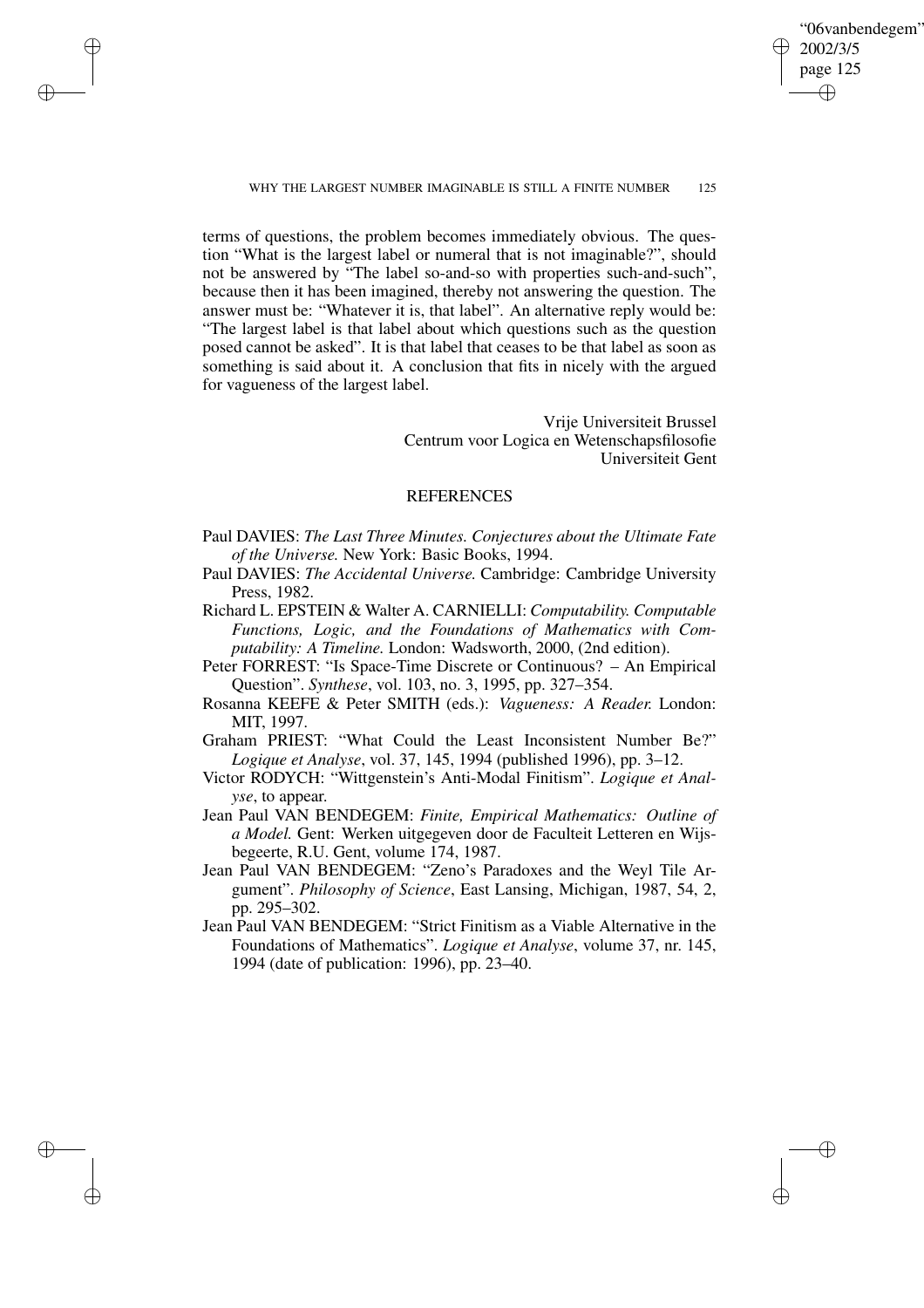terms of questions, the problem becomes immediately obvious. The question "What is the largest label or numeral that is not imaginable?", should not be answered by "The label so-and-so with properties such-and-such", because then it has been imagined, thereby not answering the question. The answer must be: "Whatever it is, that label". An alternative reply would be: "The largest label is that label about which questions such as the question posed cannot be asked". It is that label that ceases to be that label as soon as something is said about it. A conclusion that fits in nicely with the argued for vagueness of the largest label.

Vrije Universiteit Brussel
Centrum voor Logica en Wetenschapsfilosofie
Universiteit Gent

## REFERENCES

Paul DAVIES: *The Last Three Minutes. Conjectures about the Ultimate Fate of the Universe.* New York: Basic Books, 1994.

Paul DAVIES: *The Accidental Universe.* Cambridge: Cambridge University Press, 1982.

Richard L. EPSTEIN & Walter A. CARNIELLI: *Computability. Computable Functions, Logic, and the Foundations of Mathematics with Computability: A Timeline.* London: Wadsworth, 2000, (2nd edition).

Peter FORREST: "Is Space-Time Discrete or Continuous? – An Empirical Question". *Synthese*, vol. 103, no. 3, 1995, pp. 327–354.

Rosanna KEEFE & Peter SMITH (eds.): *Vagueness: A Reader.* London: MIT, 1997.

Graham PRIEST: "What Could the Least Inconsistent Number Be?" *Logique et Analyse*, vol. 37, 145, 1994 (published 1996), pp. 3–12.

Victor RODYCH: "Wittgenstein's Anti-Modal Finitism". *Logique et Analyse*, to appear.

Jean Paul VAN BENDEGEM: *Finite, Empirical Mathematics: Outline of a Model.* Gent: Werken uitgegeven door de Faculteit Letteren en Wijsbegeerte, R.U. Gent, volume 174, 1987.

Jean Paul VAN BENDEGEM: "Zeno's Paradoxes and the Weyl Tile Argument". *Philosophy of Science*, East Lansing, Michigan, 1987, 54, 2, pp. 295–302.

Jean Paul VAN BENDEGEM: "Strict Finitism as a Viable Alternative in the Foundations of Mathematics". *Logique et Analyse*, volume 37, nr. 145, 1994 (date of publication: 1996), pp. 23–40.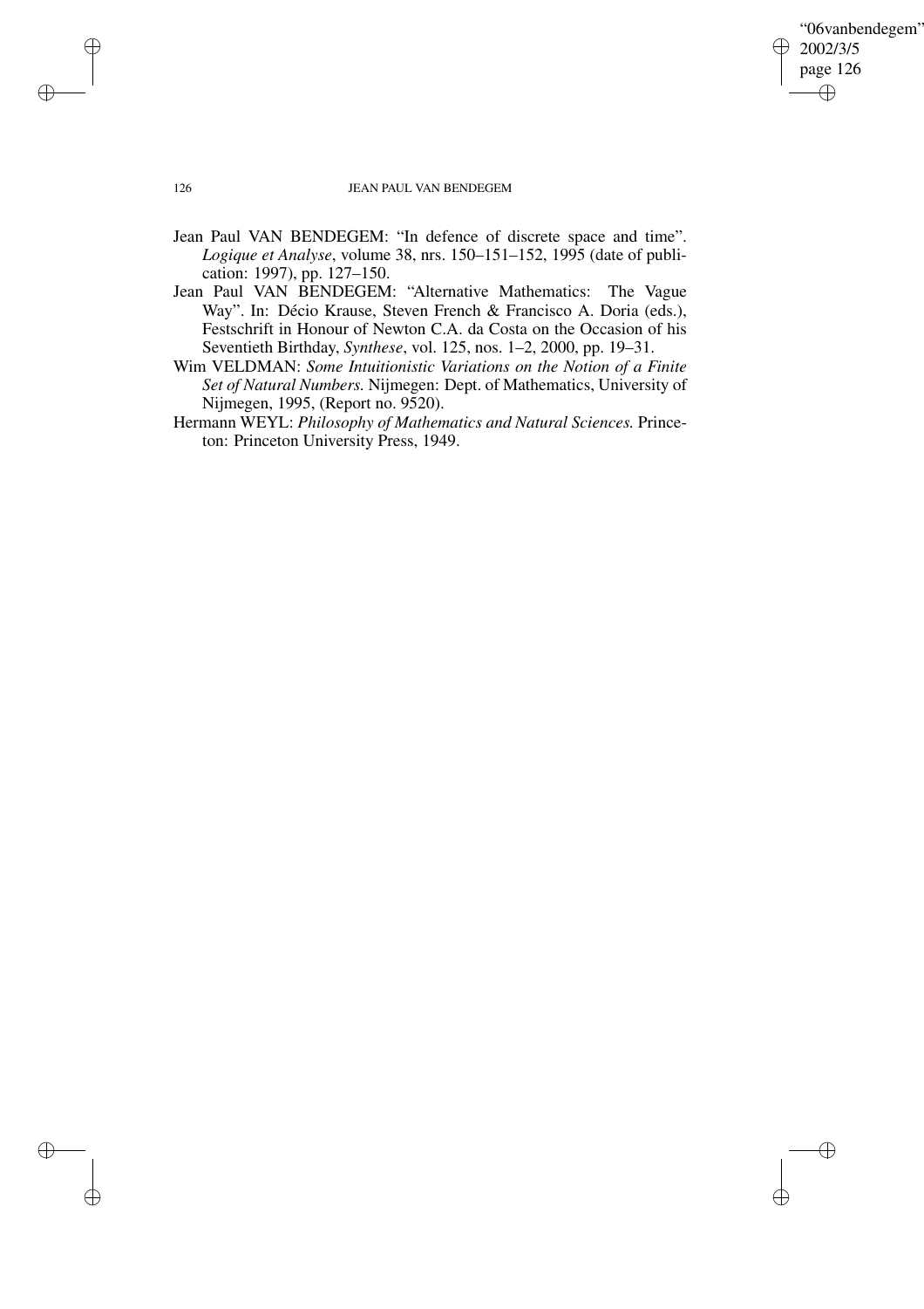Jean Paul VAN BENDEGEM: "In defence of discrete space and time". *Logique et Analyse*, volume 38, nrs. 150–151–152, 1995 (date of publication: 1997), pp. 127–150.

Jean Paul VAN BENDEGEM: "Alternative Mathematics: The Vague Way". In: Décio Krause, Steven French & Francisco A. Doria (eds.), Festschrift in Honour of Newton C.A. da Costa on the Occasion of his Seventieth Birthday, *Synthese*, vol. 125, nos. 1–2, 2000, pp. 19–31.

Wim VELDMAN: *Some Intuitionistic Variations on the Notion of a Finite Set of Natural Numbers*. Nijmegen: Dept. of Mathematics, University of Nijmegen, 1995, (Report no. 9520).

Hermann WEYL: *Philosophy of Mathematics and Natural Sciences*. Princeton: Princeton University Press, 1949.